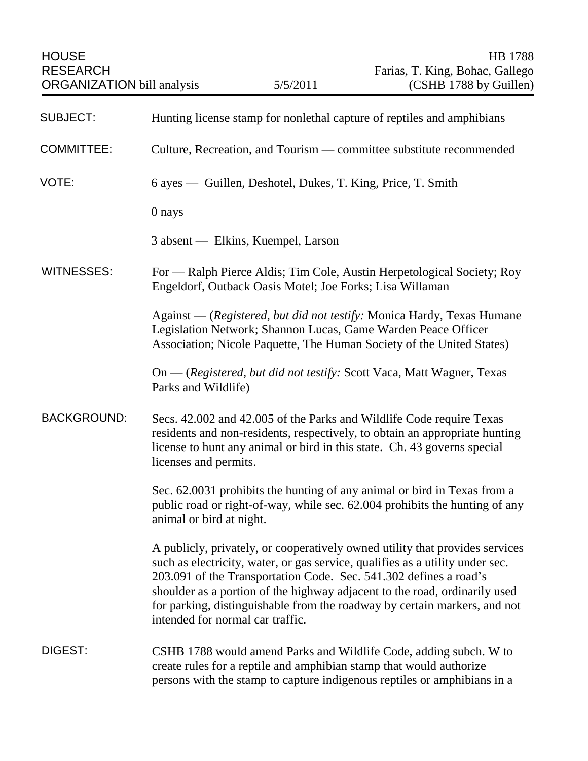HOUSE RESEARCH ORGANIZATION bill analysis — 5/5/2011

HB 1788
Farias, T. King, Bohac, Gallego
(CSHB 1788 by Guillen)

| | |
|---|---|
| SUBJECT: | Hunting license stamp for nonlethal capture of reptiles and amphibians |
| COMMITTEE: | Culture, Recreation, and Tourism — committee substitute recommended |
| VOTE: | 6 ayes — Guillen, Deshotel, Dukes, T. King, Price, T. Smith<br><br>0 nays<br><br>3 absent — Elkins, Kuempel, Larson |
| WITNESSES: | For — Ralph Pierce Aldis; Tim Cole, Austin Herpetological Society; Roy Engeldorf, Outback Oasis Motel; Joe Forks; Lisa Willaman<br><br>Against — (*Registered, but did not testify:* Monica Hardy, Texas Humane Legislation Network; Shannon Lucas, Game Warden Peace Officer Association; Nicole Paquette, The Human Society of the United States)<br><br>On — (*Registered, but did not testify:* Scott Vaca, Matt Wagner, Texas Parks and Wildlife) |

**BACKGROUND:**

Secs. 42.002 and 42.005 of the Parks and Wildlife Code require Texas residents and non-residents, respectively, to obtain an appropriate hunting license to hunt any animal or bird in this state. Ch. 43 governs special licenses and permits.

Sec. 62.0031 prohibits the hunting of any animal or bird in Texas from a public road or right-of-way, while sec. 62.004 prohibits the hunting of any animal or bird at night.

A publicly, privately, or cooperatively owned utility that provides services such as electricity, water, or gas service, qualifies as a utility under sec. 203.091 of the Transportation Code. Sec. 541.302 defines a road's shoulder as a portion of the highway adjacent to the road, ordinarily used for parking, distinguishable from the roadway by certain markers, and not intended for normal car traffic.

**DIGEST:**

CSHB 1788 would amend Parks and Wildlife Code, adding subch. W to create rules for a reptile and amphibian stamp that would authorize persons with the stamp to capture indigenous reptiles or amphibians in a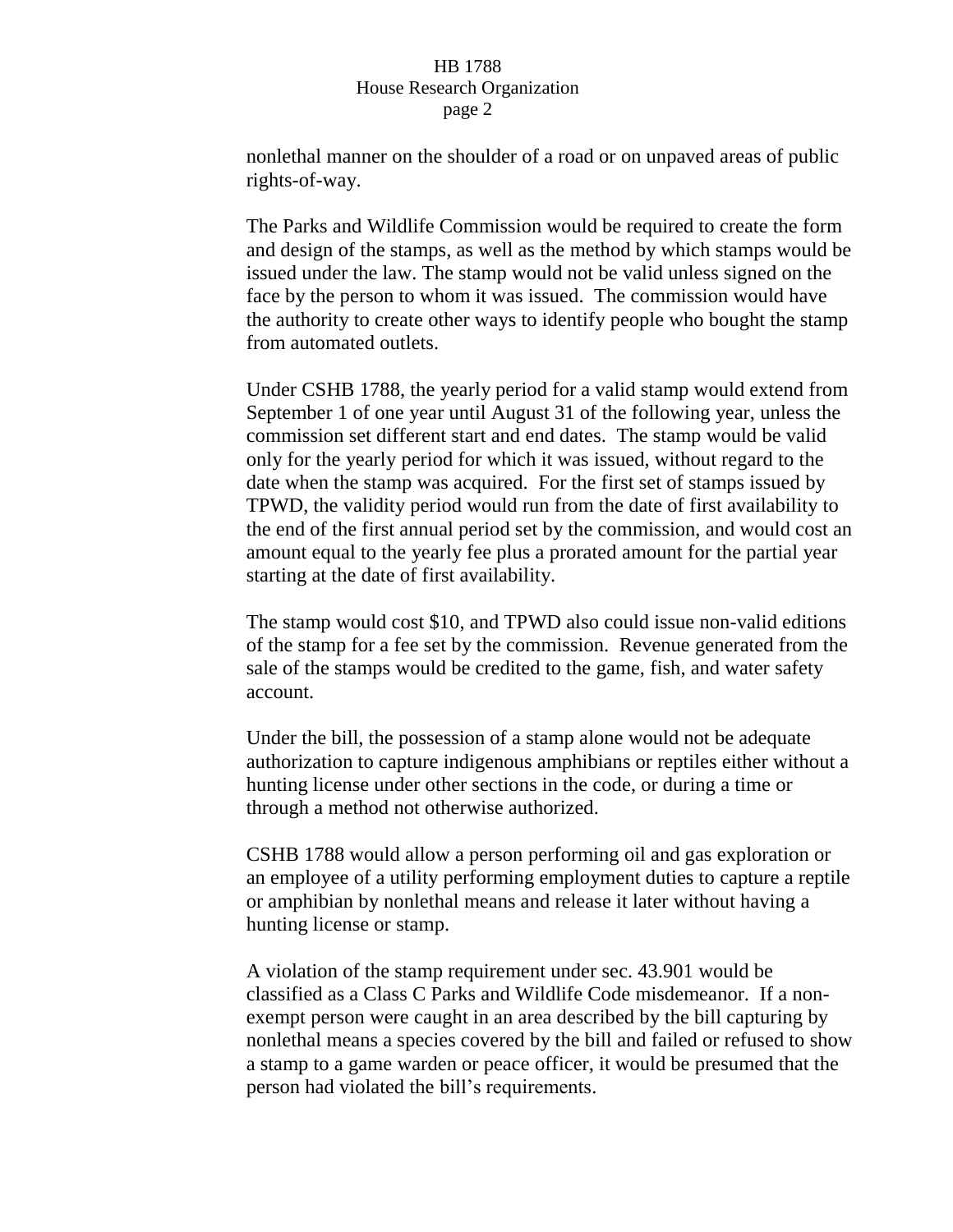nonlethal manner on the shoulder of a road or on unpaved areas of public rights-of-way.

The Parks and Wildlife Commission would be required to create the form and design of the stamps, as well as the method by which stamps would be issued under the law. The stamp would not be valid unless signed on the face by the person to whom it was issued. The commission would have the authority to create other ways to identify people who bought the stamp from automated outlets.

Under CSHB 1788, the yearly period for a valid stamp would extend from September 1 of one year until August 31 of the following year, unless the commission set different start and end dates. The stamp would be valid only for the yearly period for which it was issued, without regard to the date when the stamp was acquired. For the first set of stamps issued by TPWD, the validity period would run from the date of first availability to the end of the first annual period set by the commission, and would cost an amount equal to the yearly fee plus a prorated amount for the partial year starting at the date of first availability.

The stamp would cost $10, and TPWD also could issue non-valid editions of the stamp for a fee set by the commission. Revenue generated from the sale of the stamps would be credited to the game, fish, and water safety account.

Under the bill, the possession of a stamp alone would not be adequate authorization to capture indigenous amphibians or reptiles either without a hunting license under other sections in the code, or during a time or through a method not otherwise authorized.

CSHB 1788 would allow a person performing oil and gas exploration or an employee of a utility performing employment duties to capture a reptile or amphibian by nonlethal means and release it later without having a hunting license or stamp.

A violation of the stamp requirement under sec. 43.901 would be classified as a Class C Parks and Wildlife Code misdemeanor. If a non-exempt person were caught in an area described by the bill capturing by nonlethal means a species covered by the bill and failed or refused to show a stamp to a game warden or peace officer, it would be presumed that the person had violated the bill's requirements.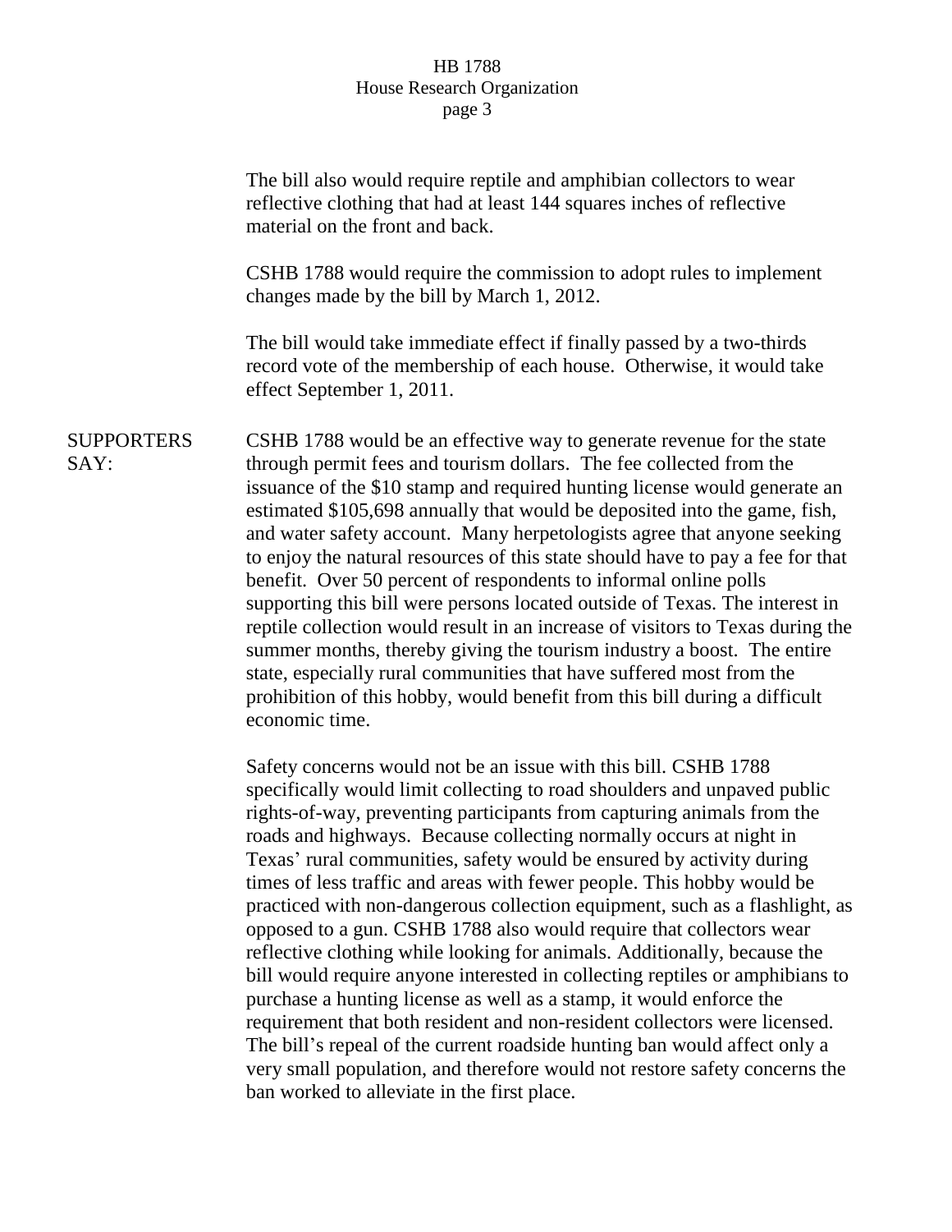The bill also would require reptile and amphibian collectors to wear reflective clothing that had at least 144 squares inches of reflective material on the front and back.

CSHB 1788 would require the commission to adopt rules to implement changes made by the bill by March 1, 2012.

The bill would take immediate effect if finally passed by a two-thirds record vote of the membership of each house. Otherwise, it would take effect September 1, 2011.

**SUPPORTERS SAY:**

CSHB 1788 would be an effective way to generate revenue for the state through permit fees and tourism dollars. The fee collected from the issuance of the $10 stamp and required hunting license would generate an estimated $105,698 annually that would be deposited into the game, fish, and water safety account. Many herpetologists agree that anyone seeking to enjoy the natural resources of this state should have to pay a fee for that benefit. Over 50 percent of respondents to informal online polls supporting this bill were persons located outside of Texas. The interest in reptile collection would result in an increase of visitors to Texas during the summer months, thereby giving the tourism industry a boost. The entire state, especially rural communities that have suffered most from the prohibition of this hobby, would benefit from this bill during a difficult economic time.

Safety concerns would not be an issue with this bill. CSHB 1788 specifically would limit collecting to road shoulders and unpaved public rights-of-way, preventing participants from capturing animals from the roads and highways. Because collecting normally occurs at night in Texas' rural communities, safety would be ensured by activity during times of less traffic and areas with fewer people. This hobby would be practiced with non-dangerous collection equipment, such as a flashlight, as opposed to a gun. CSHB 1788 also would require that collectors wear reflective clothing while looking for animals. Additionally, because the bill would require anyone interested in collecting reptiles or amphibians to purchase a hunting license as well as a stamp, it would enforce the requirement that both resident and non-resident collectors were licensed. The bill's repeal of the current roadside hunting ban would affect only a very small population, and therefore would not restore safety concerns the ban worked to alleviate in the first place.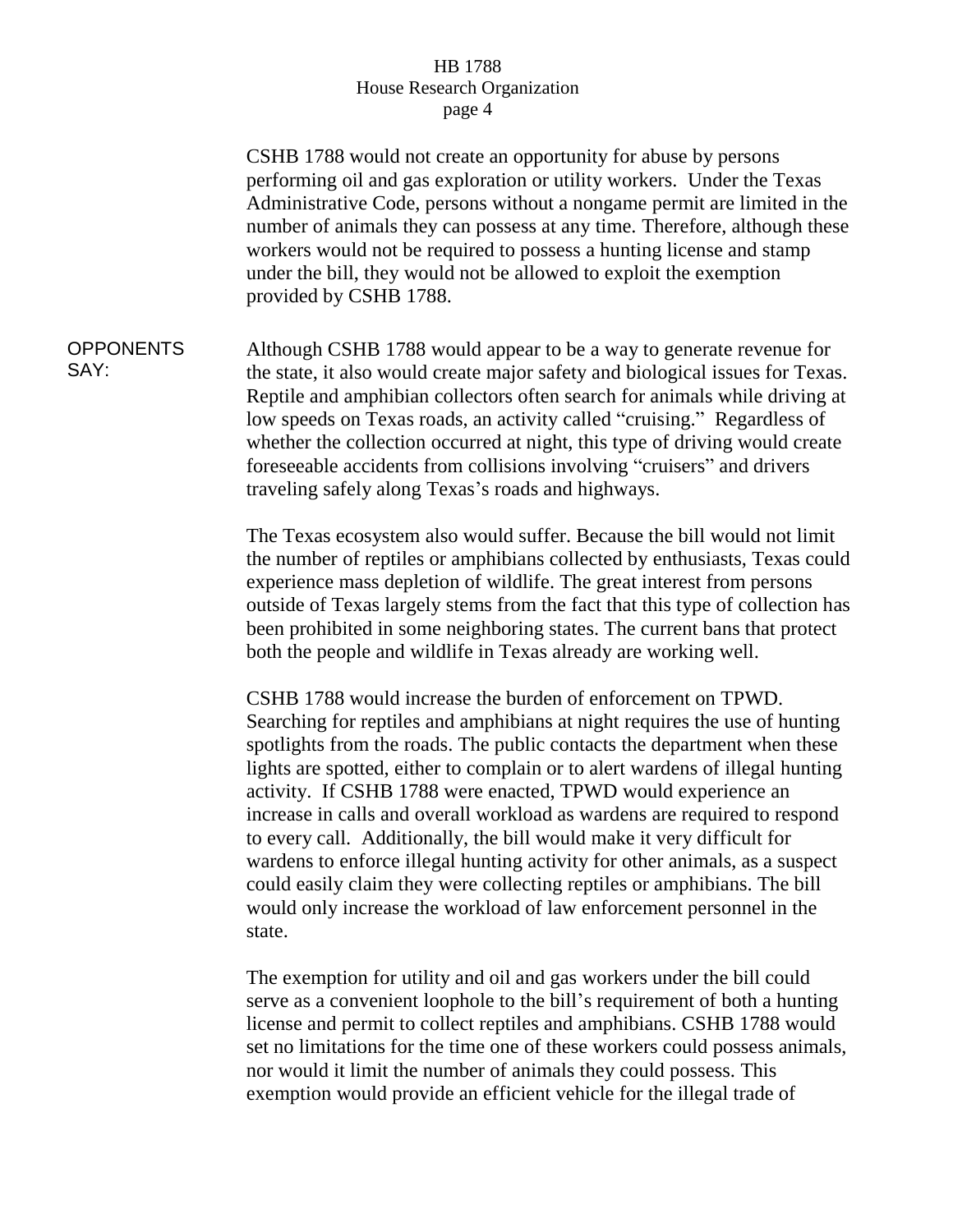CSHB 1788 would not create an opportunity for abuse by persons performing oil and gas exploration or utility workers. Under the Texas Administrative Code, persons without a nongame permit are limited in the number of animals they can possess at any time. Therefore, although these workers would not be required to possess a hunting license and stamp under the bill, they would not be allowed to exploit the exemption provided by CSHB 1788.

**OPPONENTS SAY:**

Although CSHB 1788 would appear to be a way to generate revenue for the state, it also would create major safety and biological issues for Texas. Reptile and amphibian collectors often search for animals while driving at low speeds on Texas roads, an activity called "cruising." Regardless of whether the collection occurred at night, this type of driving would create foreseeable accidents from collisions involving "cruisers" and drivers traveling safely along Texas's roads and highways.

The Texas ecosystem also would suffer. Because the bill would not limit the number of reptiles or amphibians collected by enthusiasts, Texas could experience mass depletion of wildlife. The great interest from persons outside of Texas largely stems from the fact that this type of collection has been prohibited in some neighboring states. The current bans that protect both the people and wildlife in Texas already are working well.

CSHB 1788 would increase the burden of enforcement on TPWD. Searching for reptiles and amphibians at night requires the use of hunting spotlights from the roads. The public contacts the department when these lights are spotted, either to complain or to alert wardens of illegal hunting activity. If CSHB 1788 were enacted, TPWD would experience an increase in calls and overall workload as wardens are required to respond to every call. Additionally, the bill would make it very difficult for wardens to enforce illegal hunting activity for other animals, as a suspect could easily claim they were collecting reptiles or amphibians. The bill would only increase the workload of law enforcement personnel in the state.

The exemption for utility and oil and gas workers under the bill could serve as a convenient loophole to the bill's requirement of both a hunting license and permit to collect reptiles and amphibians. CSHB 1788 would set no limitations for the time one of these workers could possess animals, nor would it limit the number of animals they could possess. This exemption would provide an efficient vehicle for the illegal trade of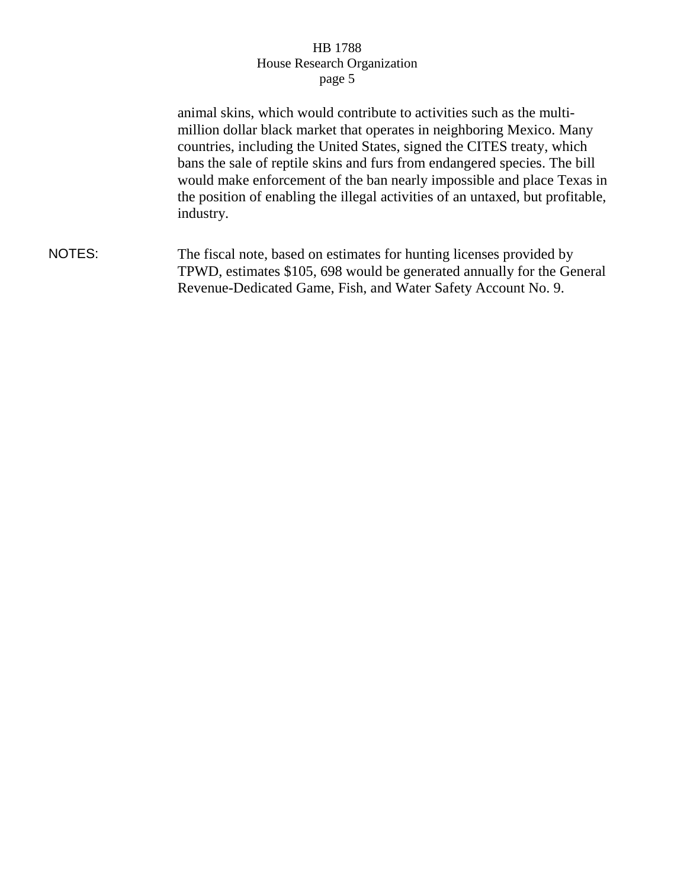animal skins, which would contribute to activities such as the multi-million dollar black market that operates in neighboring Mexico. Many countries, including the United States, signed the CITES treaty, which bans the sale of reptile skins and furs from endangered species. The bill would make enforcement of the ban nearly impossible and place Texas in the position of enabling the illegal activities of an untaxed, but profitable, industry.

NOTES: The fiscal note, based on estimates for hunting licenses provided by TPWD, estimates $105, 698 would be generated annually for the General Revenue-Dedicated Game, Fish, and Water Safety Account No. 9.